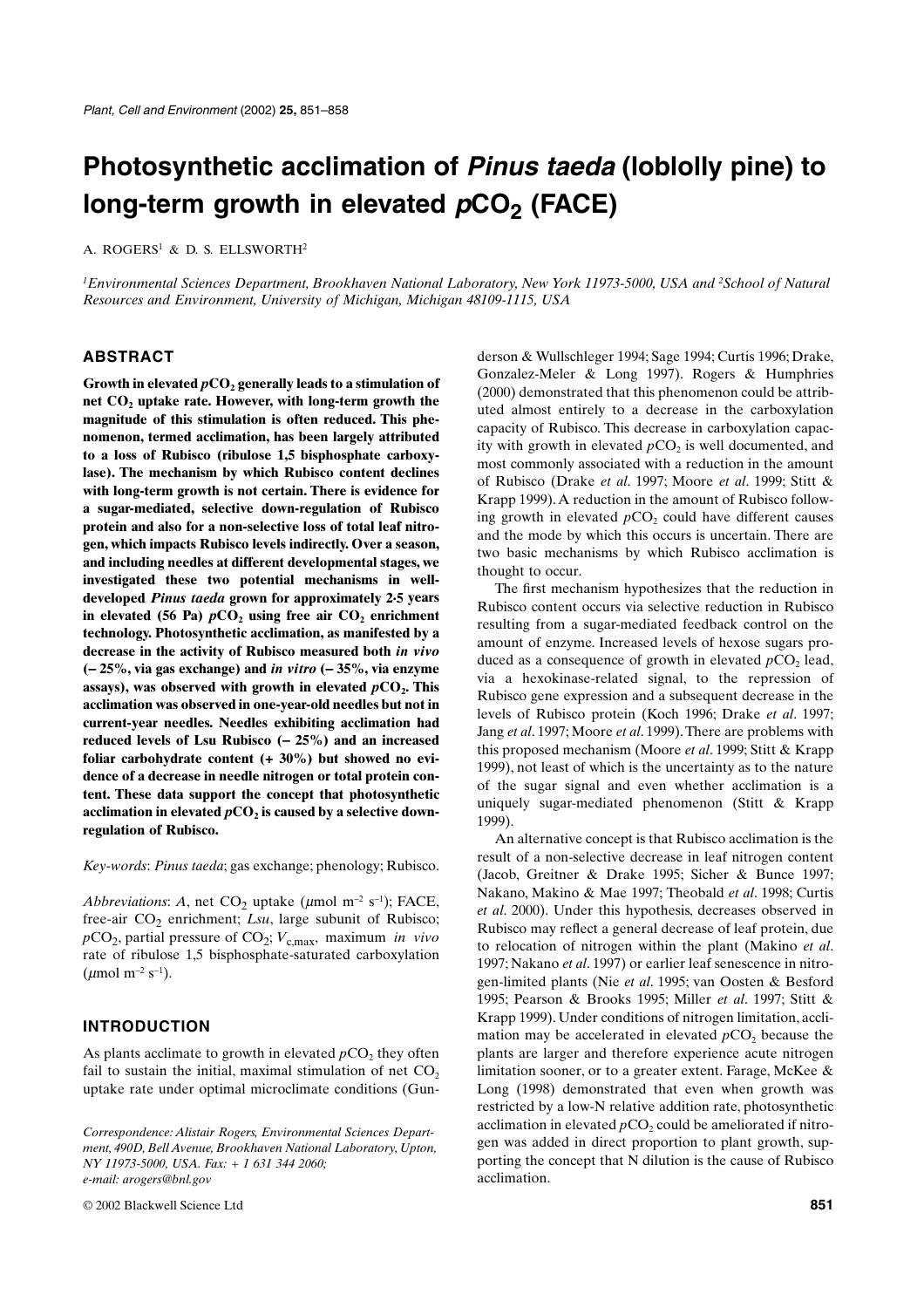# Photosynthetic acclimation of *Pinus taeda* (loblolly pine) to long-term growth in elevated $pCO_2$ (FACE)

A. ROGERS[1] & D. S. ELLSWORTH[2]

[1]*Environmental Sciences Department, Brookhaven National Laboratory, New York 11973-5000, USA and* [2]*School of Natural Resources and Environment, University of Michigan, Michigan 48109-1115, USA*

## ABSTRACT

**Growth in elevated $pCO_2$ generally leads to a stimulation of net $CO_2$ uptake rate. However, with long-term growth the magnitude of this stimulation is often reduced. This phenomenon, termed acclimation, has been largely attributed to a loss of Rubisco (ribulose 1,5 bisphosphate carboxylase). The mechanism by which Rubisco content declines with long-term growth is not certain. There is evidence for a sugar-mediated, selective down-regulation of Rubisco protein and also for a non-selective loss of total leaf nitrogen, which impacts Rubisco levels indirectly. Over a season, and including needles at different developmental stages, we investigated these two potential mechanisms in well-developed *Pinus taeda* grown for approximately 2·5 years in elevated (56 Pa) $pCO_2$ using free air $CO_2$ enrichment technology. Photosynthetic acclimation, as manifested by a decrease in the activity of Rubisco measured both *in vivo* (– 25%, via gas exchange) and *in vitro* (– 35%, via enzyme assays), was observed with growth in elevated $pCO_2$. This acclimation was observed in one-year-old needles but not in current-year needles. Needles exhibiting acclimation had reduced levels of Lsu Rubisco (– 25%) and an increased foliar carbohydrate content (+ 30%) but showed no evidence of a decrease in needle nitrogen or total protein content. These data support the concept that photosynthetic acclimation in elevated $pCO_2$ is caused by a selective down-regulation of Rubisco.**

*Key-words*: *Pinus taeda*; gas exchange; phenology; Rubisco.

*Abbreviations*: *A*, net $CO_2$ uptake ($\mu$mol m$^{-2}$ s$^{-1}$); FACE, free-air $CO_2$ enrichment; *Lsu*, large subunit of Rubisco; $pCO_2$, partial pressure of $CO_2$; $V_{c,max}$, maximum *in vivo* rate of ribulose 1,5 bisphosphate-saturated carboxylation ($\mu$mol m$^{-2}$ s$^{-1}$).

## INTRODUCTION

As plants acclimate to growth in elevated $pCO_2$ they often fail to sustain the initial, maximal stimulation of net $CO_2$ uptake rate under optimal microclimate conditions (Gunderson & Wullschleger 1994; Sage 1994; Curtis 1996; Drake, Gonzalez-Meler & Long 1997). Rogers & Humphries (2000) demonstrated that this phenomenon could be attributed almost entirely to a decrease in the carboxylation capacity of Rubisco. This decrease in carboxylation capacity with growth in elevated $pCO_2$ is well documented, and most commonly associated with a reduction in the amount of Rubisco (Drake *et al*. 1997; Moore *et al*. 1999; Stitt & Krapp 1999). A reduction in the amount of Rubisco following growth in elevated $pCO_2$ could have different causes and the mode by which this occurs is uncertain. There are two basic mechanisms by which Rubisco acclimation is thought to occur.

The first mechanism hypothesizes that the reduction in Rubisco content occurs via selective reduction in Rubisco resulting from a sugar-mediated feedback control on the amount of enzyme. Increased levels of hexose sugars produced as a consequence of growth in elevated $pCO_2$ lead, via a hexokinase-related signal, to the repression of Rubisco gene expression and a subsequent decrease in the levels of Rubisco protein (Koch 1996; Drake *et al*. 1997; Jang *et al*. 1997; Moore *et al*. 1999). There are problems with this proposed mechanism (Moore *et al*. 1999; Stitt & Krapp 1999), not least of which is the uncertainty as to the nature of the sugar signal and even whether acclimation is a uniquely sugar-mediated phenomenon (Stitt & Krapp 1999).

An alternative concept is that Rubisco acclimation is the result of a non-selective decrease in leaf nitrogen content (Jacob, Greitner & Drake 1995; Sicher & Bunce 1997; Nakano, Makino & Mae 1997; Theobald *et al*. 1998; Curtis *et al*. 2000). Under this hypothesis, decreases observed in Rubisco may reflect a general decrease of leaf protein, due to relocation of nitrogen within the plant (Makino *et al*. 1997; Nakano *et al*. 1997) or earlier leaf senescence in nitrogen-limited plants (Nie *et al*. 1995; van Oosten & Besford 1995; Pearson & Brooks 1995; Miller *et al*. 1997; Stitt & Krapp 1999). Under conditions of nitrogen limitation, acclimation may be accelerated in elevated $pCO_2$ because the plants are larger and therefore experience acute nitrogen limitation sooner, or to a greater extent. Farage, McKee & Long (1998) demonstrated that even when growth was restricted by a low-N relative addition rate, photosynthetic acclimation in elevated $pCO_2$ could be ameliorated if nitrogen was added in direct proportion to plant growth, supporting the concept that N dilution is the cause of Rubisco acclimation.

*Correspondence: Alistair Rogers, Environmental Sciences Department, 490D, Bell Avenue, Brookhaven National Laboratory, Upton, NY 11973-5000, USA. Fax: + 1 631 344 2060; e-mail: arogers@bnl.gov*

© 2002 Blackwell Science Ltd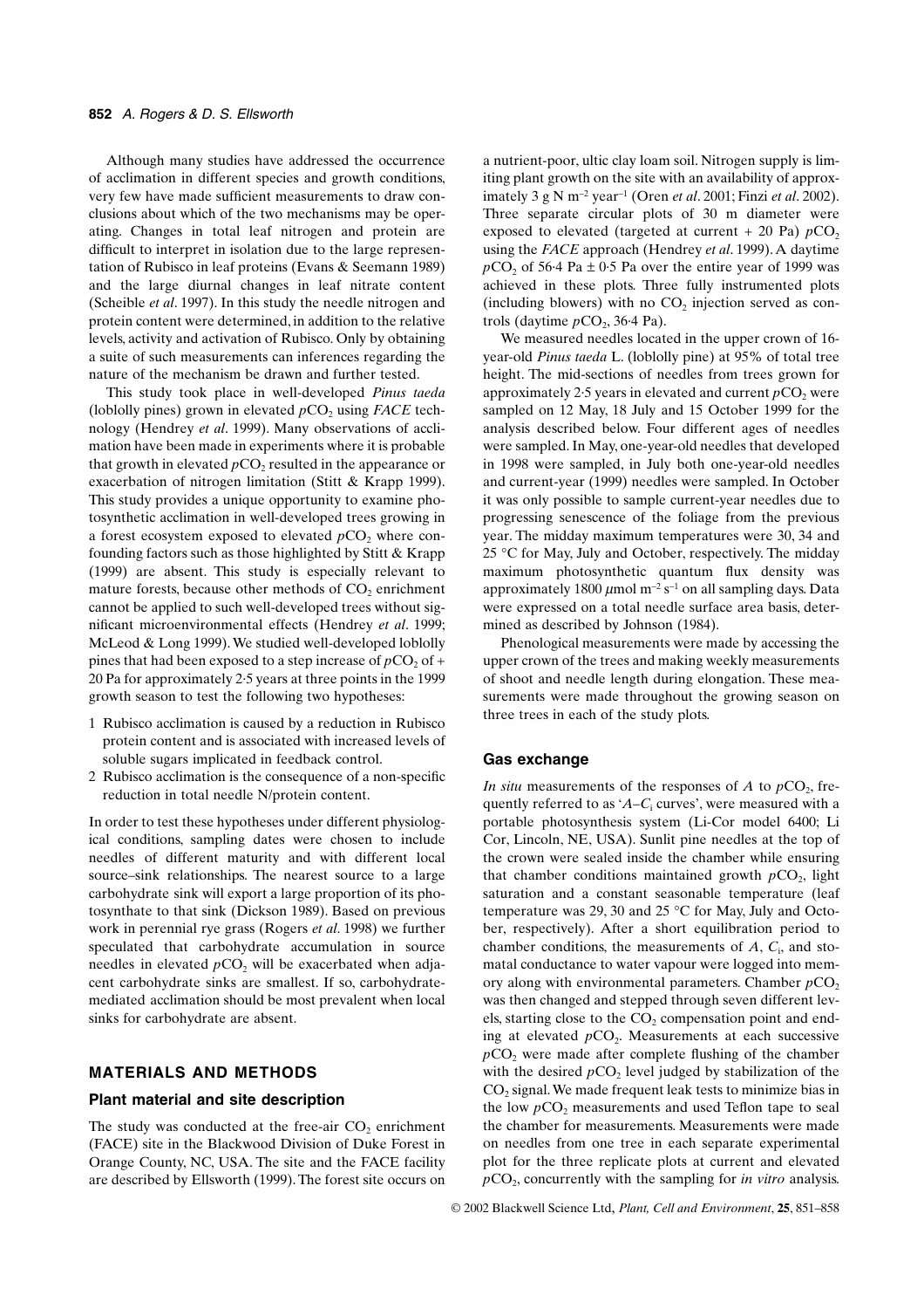Although many studies have addressed the occurrence of acclimation in different species and growth conditions, very few have made sufficient measurements to draw conclusions about which of the two mechanisms may be operating. Changes in total leaf nitrogen and protein are difficult to interpret in isolation due to the large representation of Rubisco in leaf proteins (Evans & Seemann 1989) and the large diurnal changes in leaf nitrate content (Scheible *et al*. 1997). In this study the needle nitrogen and protein content were determined, in addition to the relative levels, activity and activation of Rubisco. Only by obtaining a suite of such measurements can inferences regarding the nature of the mechanism be drawn and further tested.

This study took place in well-developed *Pinus taeda* (loblolly pines) grown in elevated $pCO_2$ using *FACE* technology (Hendrey *et al*. 1999). Many observations of acclimation have been made in experiments where it is probable that growth in elevated $pCO_2$ resulted in the appearance or exacerbation of nitrogen limitation (Stitt & Krapp 1999). This study provides a unique opportunity to examine photosynthetic acclimation in well-developed trees growing in a forest ecosystem exposed to elevated $pCO_2$ where confounding factors such as those highlighted by Stitt & Krapp (1999) are absent. This study is especially relevant to mature forests, because other methods of $CO_2$ enrichment cannot be applied to such well-developed trees without significant microenvironmental effects (Hendrey *et al*. 1999; McLeod & Long 1999). We studied well-developed loblolly pines that had been exposed to a step increase of $pCO_2$ of + 20 Pa for approximately 2·5 years at three points in the 1999 growth season to test the following two hypotheses:

1. Rubisco acclimation is caused by a reduction in Rubisco protein content and is associated with increased levels of soluble sugars implicated in feedback control.
2. Rubisco acclimation is the consequence of a non-specific reduction in total needle N/protein content.

In order to test these hypotheses under different physiological conditions, sampling dates were chosen to include needles of different maturity and with different local source–sink relationships. The nearest source to a large carbohydrate sink will export a large proportion of its photosynthate to that sink (Dickson 1989). Based on previous work in perennial rye grass (Rogers *et al*. 1998) we further speculated that carbohydrate accumulation in source needles in elevated $pCO_2$ will be exacerbated when adjacent carbohydrate sinks are smallest. If so, carbohydrate-mediated acclimation should be most prevalent when local sinks for carbohydrate are absent.

## MATERIALS AND METHODS

### Plant material and site description

The study was conducted at the free-air $CO_2$ enrichment (FACE) site in the Blackwood Division of Duke Forest in Orange County, NC, USA. The site and the FACE facility are described by Ellsworth (1999). The forest site occurs on a nutrient-poor, ultic clay loam soil. Nitrogen supply is limiting plant growth on the site with an availability of approximately 3 g N $m^{-2}$ $year^{-1}$ (Oren *et al*. 2001; Finzi *et al*. 2002). Three separate circular plots of 30 m diameter were exposed to elevated (targeted at current + 20 Pa) $pCO_2$ using the *FACE* approach (Hendrey *et al*. 1999). A daytime $pCO_2$ of 56·4 Pa ± 0·5 Pa over the entire year of 1999 was achieved in these plots. Three fully instrumented plots (including blowers) with no $CO_2$ injection served as controls (daytime $pCO_2$, 36·4 Pa).

We measured needles located in the upper crown of 16-year-old *Pinus taeda* L. (loblolly pine) at 95% of total tree height. The mid-sections of needles from trees grown for approximately 2·5 years in elevated and current $pCO_2$ were sampled on 12 May, 18 July and 15 October 1999 for the analysis described below. Four different ages of needles were sampled. In May, one-year-old needles that developed in 1998 were sampled, in July both one-year-old needles and current-year (1999) needles were sampled. In October it was only possible to sample current-year needles due to progressing senescence of the foliage from the previous year. The midday maximum temperatures were 30, 34 and 25 °C for May, July and October, respectively. The midday maximum photosynthetic quantum flux density was approximately 1800 µmol $m^{-2}$ $s^{-1}$ on all sampling days. Data were expressed on a total needle surface area basis, determined as described by Johnson (1984).

Phenological measurements were made by accessing the upper crown of the trees and making weekly measurements of shoot and needle length during elongation. These measurements were made throughout the growing season on three trees in each of the study plots.

### Gas exchange

*In situ* measurements of the responses of $A$ to $pCO_2$, frequently referred to as '$A$–$C_i$ curves', were measured with a portable photosynthesis system (Li-Cor model 6400; Li Cor, Lincoln, NE, USA). Sunlit pine needles at the top of the crown were sealed inside the chamber while ensuring that chamber conditions maintained growth $pCO_2$, light saturation and a constant seasonable temperature (leaf temperature was 29, 30 and 25 °C for May, July and October, respectively). After a short equilibration period to chamber conditions, the measurements of $A$, $C_i$, and stomatal conductance to water vapour were logged into memory along with environmental parameters. Chamber $pCO_2$ was then changed and stepped through seven different levels, starting close to the $CO_2$ compensation point and ending at elevated $pCO_2$. Measurements at each successive $pCO_2$ were made after complete flushing of the chamber with the desired $pCO_2$ level judged by stabilization of the $CO_2$ signal. We made frequent leak tests to minimize bias in the low $pCO_2$ measurements and used Teflon tape to seal the chamber for measurements. Measurements were made on needles from one tree in each separate experimental plot for the three replicate plots at current and elevated $pCO_2$, concurrently with the sampling for *in vitro* analysis.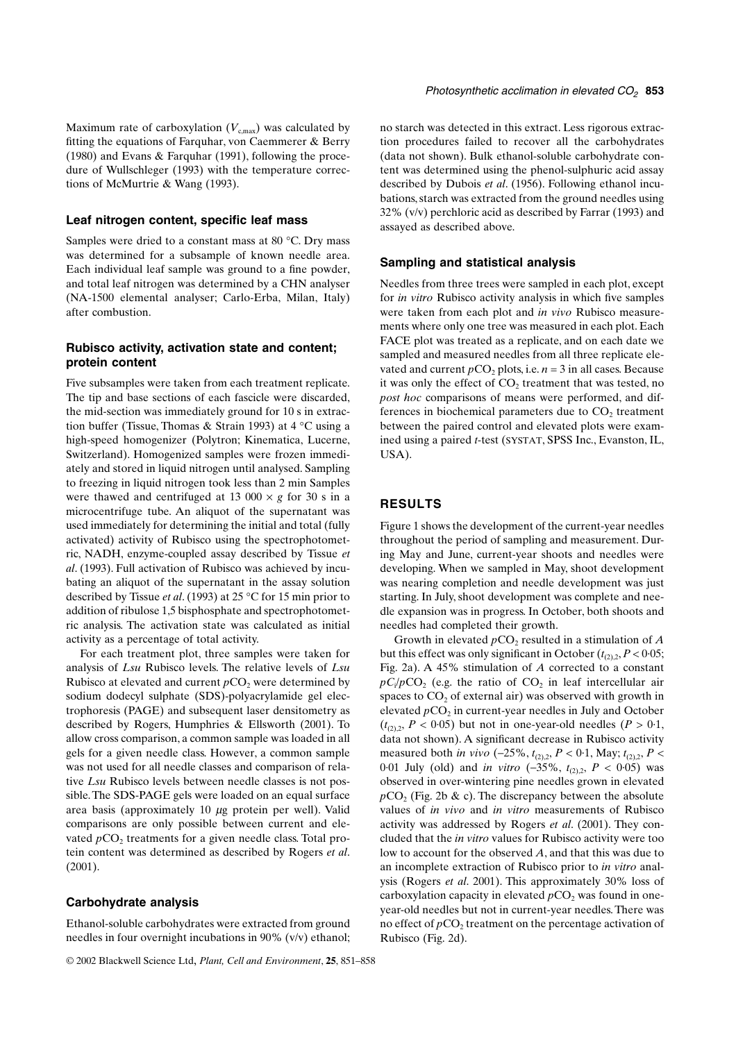Maximum rate of carboxylation ($V_{c,max}$) was calculated by fitting the equations of Farquhar, von Caemmerer & Berry (1980) and Evans & Farquhar (1991), following the procedure of Wullschleger (1993) with the temperature corrections of McMurtrie & Wang (1993).

### Leaf nitrogen content, specific leaf mass

Samples were dried to a constant mass at 80 °C. Dry mass was determined for a subsample of known needle area. Each individual leaf sample was ground to a fine powder, and total leaf nitrogen was determined by a CHN analyser (NA-1500 elemental analyser; Carlo-Erba, Milan, Italy) after combustion.

### Rubisco activity, activation state and content; protein content

Five subsamples were taken from each treatment replicate. The tip and base sections of each fascicle were discarded, the mid-section was immediately ground for 10 s in extraction buffer (Tissue, Thomas & Strain 1993) at 4 °C using a high-speed homogenizer (Polytron; Kinematica, Lucerne, Switzerland). Homogenized samples were frozen immediately and stored in liquid nitrogen until analysed. Sampling to freezing in liquid nitrogen took less than 2 min Samples were thawed and centrifuged at 13 000 × *g* for 30 s in a microcentrifuge tube. An aliquot of the supernatant was used immediately for determining the initial and total (fully activated) activity of Rubisco using the spectrophotometric, NADH, enzyme-coupled assay described by Tissue *et al*. (1993). Full activation of Rubisco was achieved by incubating an aliquot of the supernatant in the assay solution described by Tissue *et al*. (1993) at 25 °C for 15 min prior to addition of ribulose 1,5 bisphosphate and spectrophotometric analysis. The activation state was calculated as initial activity as a percentage of total activity.

For each treatment plot, three samples were taken for analysis of *Lsu* Rubisco levels. The relative levels of *Lsu* Rubisco at elevated and current $pCO_2$ were determined by sodium dodecyl sulphate (SDS)-polyacrylamide gel electrophoresis (PAGE) and subsequent laser densitometry as described by Rogers, Humphries & Ellsworth (2001). To allow cross comparison, a common sample was loaded in all gels for a given needle class. However, a common sample was not used for all needle classes and comparison of relative *Lsu* Rubisco levels between needle classes is not possible. The SDS-PAGE gels were loaded on an equal surface area basis (approximately 10 μg protein per well). Valid comparisons are only possible between current and elevated $pCO_2$ treatments for a given needle class. Total protein content was determined as described by Rogers *et al*. (2001).

### Carbohydrate analysis

Ethanol-soluble carbohydrates were extracted from ground needles in four overnight incubations in 90% (v/v) ethanol; no starch was detected in this extract. Less rigorous extraction procedures failed to recover all the carbohydrates (data not shown). Bulk ethanol-soluble carbohydrate content was determined using the phenol-sulphuric acid assay described by Dubois *et al*. (1956). Following ethanol incubations, starch was extracted from the ground needles using 32% (v/v) perchloric acid as described by Farrar (1993) and assayed as described above.

### Sampling and statistical analysis

Needles from three trees were sampled in each plot, except for *in vitro* Rubisco activity analysis in which five samples were taken from each plot and *in vivo* Rubisco measurements where only one tree was measured in each plot. Each FACE plot was treated as a replicate, and on each date we sampled and measured needles from all three replicate elevated and current $pCO_2$ plots, i.e. $n = 3$ in all cases. Because it was only the effect of $CO_2$ treatment that was tested, no *post hoc* comparisons of means were performed, and differences in biochemical parameters due to $CO_2$ treatment between the paired control and elevated plots were examined using a paired *t*-test (SYSTAT, SPSS Inc., Evanston, IL, USA).

## RESULTS

Figure 1 shows the development of the current-year needles throughout the period of sampling and measurement. During May and June, current-year shoots and needles were developing. When we sampled in May, shoot development was nearing completion and needle development was just starting. In July, shoot development was complete and needle expansion was in progress. In October, both shoots and needles had completed their growth.

Growth in elevated $pCO_2$ resulted in a stimulation of *A* but this effect was only significant in October ($t_{(2),2}$, $P < 0.05$; Fig. 2a). A 45% stimulation of *A* corrected to a constant $pC_i/pCO_2$ (e.g. the ratio of $CO_2$ in leaf intercellular air spaces to $CO_2$ of external air) was observed with growth in elevated $pCO_2$ in current-year needles in July and October ($t_{(2),2}$, $P < 0.05$) but not in one-year-old needles ($P > 0.1$, data not shown). A significant decrease in Rubisco activity measured both *in vivo* (−25%, $t_{(2),2}$, $P < 0.1$, May; $t_{(2),2}$, $P < 0.01$ July (old) and *in vitro* (−35%, $t_{(2),2}$, $P < 0.05$) was observed in over-wintering pine needles grown in elevated $pCO_2$ (Fig. 2b & c). The discrepancy between the absolute values of *in vivo* and *in vitro* measurements of Rubisco activity was addressed by Rogers *et al*. (2001). They concluded that the *in vitro* values for Rubisco activity were too low to account for the observed *A*, and that this was due to an incomplete extraction of Rubisco prior to *in vitro* analysis (Rogers *et al*. 2001). This approximately 30% loss of carboxylation capacity in elevated $pCO_2$ was found in one-year-old needles but not in current-year needles. There was no effect of $pCO_2$ treatment on the percentage activation of Rubisco (Fig. 2d).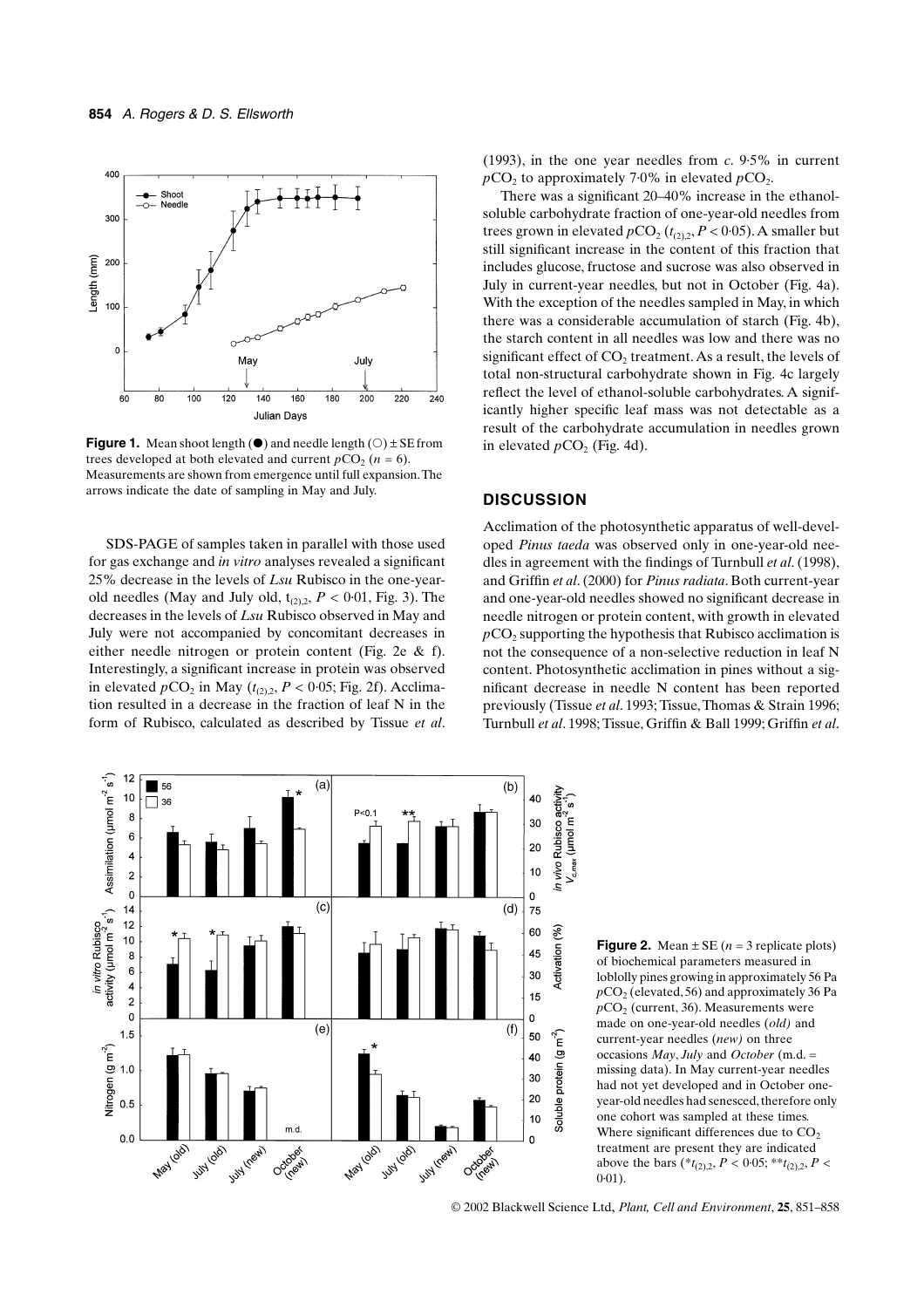**Figure 1.** Mean shoot length (●) and needle length (○) ± SE from trees developed at both elevated and current $pCO_2$ ($n = 6$). Measurements are shown from emergence until full expansion. The arrows indicate the date of sampling in May and July.

SDS-PAGE of samples taken in parallel with those used for gas exchange and *in vitro* analyses revealed a significant 25% decrease in the levels of *Lsu* Rubisco in the one-year-old needles (May and July old, $t_{(2),2}$, $P < 0.01$, Fig. 3). The decreases in the levels of *Lsu* Rubisco observed in May and July were not accompanied by concomitant decreases in either needle nitrogen or protein content (Fig. 2e & f). Interestingly, a significant increase in protein was observed in elevated $pCO_2$ in May ($t_{(2),2}$, $P < 0.05$; Fig. 2f). Acclimation resulted in a decrease in the fraction of leaf N in the form of Rubisco, calculated as described by Tissue *et al*. (1993), in the one year needles from *c*. 9·5% in current $pCO_2$ to approximately 7·0% in elevated $pCO_2$.

There was a significant 20–40% increase in the ethanol-soluble carbohydrate fraction of one-year-old needles from trees grown in elevated $pCO_2$ ($t_{(2),2}$, $P < 0.05$). A smaller but still significant increase in the content of this fraction that includes glucose, fructose and sucrose was also observed in July in current-year needles, but not in October (Fig. 4a). With the exception of the needles sampled in May, in which there was a considerable accumulation of starch (Fig. 4b), the starch content in all needles was low and there was no significant effect of $CO_2$ treatment. As a result, the levels of total non-structural carbohydrate shown in Fig. 4c largely reflect the level of ethanol-soluble carbohydrates. A significantly higher specific leaf mass was not detectable as a result of the carbohydrate accumulation in needles grown in elevated $pCO_2$ (Fig. 4d).

## DISCUSSION

Acclimation of the photosynthetic apparatus of well-developed *Pinus taeda* was observed only in one-year-old needles in agreement with the findings of Turnbull *et al*. (1998), and Griffin *et al*. (2000) for *Pinus radiata*. Both current-year and one-year-old needles showed no significant decrease in needle nitrogen or protein content, with growth in elevated $pCO_2$ supporting the hypothesis that Rubisco acclimation is not the consequence of a non-selective reduction in leaf N content. Photosynthetic acclimation in pines without a significant decrease in needle N content has been reported previously (Tissue *et al*. 1993; Tissue, Thomas & Strain 1996; Turnbull *et al*. 1998; Tissue, Griffin & Ball 1999; Griffin *et al*.

**Figure 2.** Mean ± SE ($n = 3$ replicate plots) of biochemical parameters measured in loblolly pines growing in approximately 56 Pa $pCO_2$ (elevated, 56) and approximately 36 Pa $pCO_2$ (current, 36). Measurements were made on one-year-old needles (*old*) and current-year needles (*new*) on three occasions *May*, *July* and *October* (m.d. = missing data). In May current-year needles had not yet developed and in October one-year-old needles had senesced, therefore only one cohort was sampled at these times. Where significant differences due to $CO_2$ treatment are present they are indicated above the bars (*$t_{(2),2}$, $P < 0.05$; **$t_{(2),2}$, $P < 0.01$).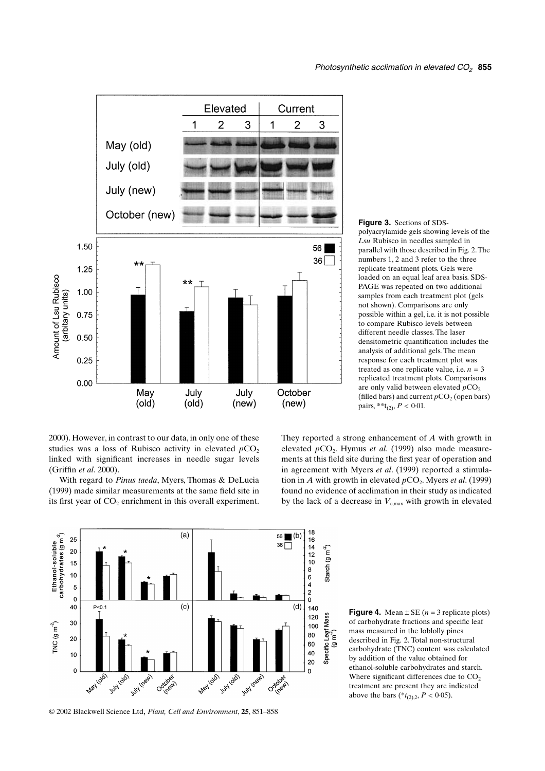**Figure 3.** Sections of SDS-polyacrylamide gels showing levels of the *Lsu* Rubisco in needles sampled in parallel with those described in Fig. 2. The numbers 1, 2 and 3 refer to the three replicate treatment plots. Gels were loaded on an equal leaf area basis. SDS-PAGE was repeated on two additional samples from each treatment plot (gels not shown). Comparisons are only possible within a gel, i.e. it is not possible to compare Rubisco levels between different needle classes. The laser densitometric quantification includes the analysis of additional gels. The mean response for each treatment plot was treated as one replicate value, i.e. $n = 3$ replicated treatment plots. Comparisons are only valid between elevated $pCO_2$ (filled bars) and current $pCO_2$ (open bars) pairs, $^{**}t_{(2)}$, $P < 0.01$.

2000). However, in contrast to our data, in only one of these studies was a loss of Rubisco activity in elevated $pCO_2$ linked with significant increases in needle sugar levels (Griffin *et al*. 2000).

With regard to *Pinus taeda*, Myers, Thomas & DeLucia (1999) made similar measurements at the same field site in its first year of $CO_2$ enrichment in this overall experiment. They reported a strong enhancement of *A* with growth in elevated $pCO_2$. Hymus *et al*. (1999) also made measurements at this field site during the first year of operation and in agreement with Myers *et al*. (1999) reported a stimulation in *A* with growth in elevated $pCO_2$. Myers *et al*. (1999) found no evidence of acclimation in their study as indicated by the lack of a decrease in $V_{c,max}$ with growth in elevated

**Figure 4.** Mean ± SE ($n = 3$ replicate plots) of carbohydrate fractions and specific leaf mass measured in the loblolly pines described in Fig. 2. Total non-structural carbohydrate (TNC) content was calculated by addition of the value obtained for ethanol-soluble carbohydrates and starch. Where significant differences due to $CO_2$ treatment are present they are indicated above the bars ($^{*}t_{(2),2}$, $P < 0.05$).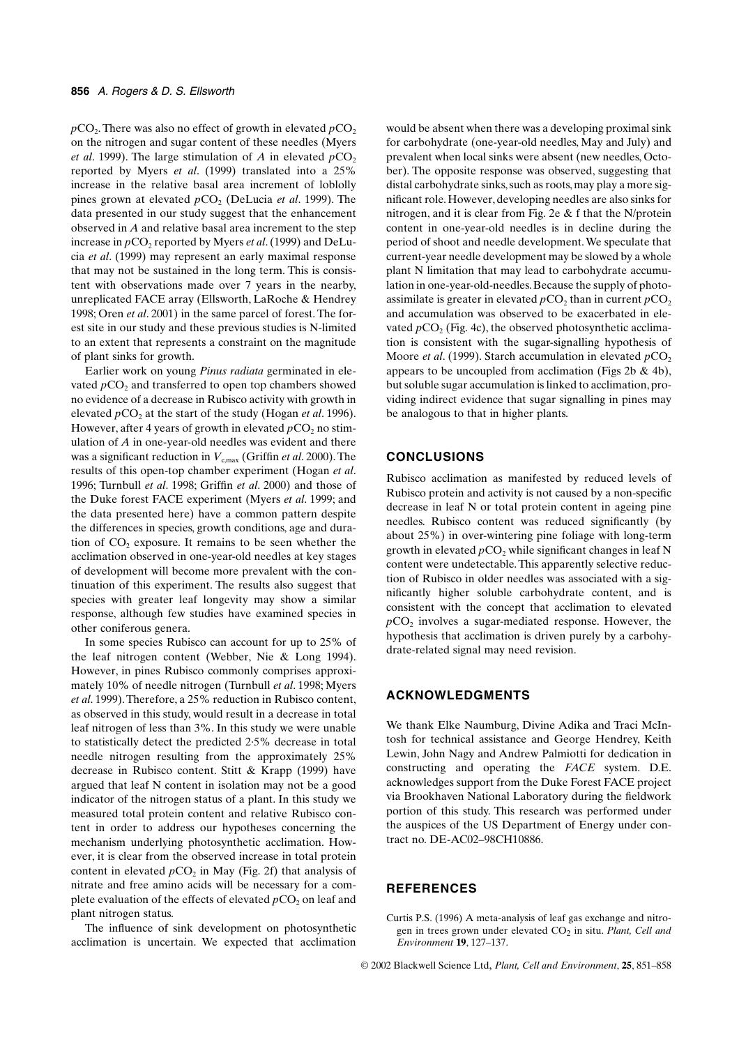$pCO_2$. There was also no effect of growth in elevated $pCO_2$ on the nitrogen and sugar content of these needles (Myers *et al*. 1999). The large stimulation of $A$ in elevated $pCO_2$ reported by Myers *et al*. (1999) translated into a 25% increase in the relative basal area increment of loblolly pines grown at elevated $pCO_2$ (DeLucia *et al*. 1999). The data presented in our study suggest that the enhancement observed in $A$ and relative basal area increment to the step increase in $pCO_2$ reported by Myers *et al*. (1999) and DeLucia *et al*. (1999) may represent an early maximal response that may not be sustained in the long term. This is consistent with observations made over 7 years in the nearby, unreplicated FACE array (Ellsworth, LaRoche & Hendrey 1998; Oren *et al*. 2001) in the same parcel of forest. The forest site in our study and these previous studies is N-limited to an extent that represents a constraint on the magnitude of plant sinks for growth.

Earlier work on young *Pinus radiata* germinated in elevated $pCO_2$ and transferred to open top chambers showed no evidence of a decrease in Rubisco activity with growth in elevated $pCO_2$ at the start of the study (Hogan *et al*. 1996). However, after 4 years of growth in elevated $pCO_2$ no stimulation of $A$ in one-year-old needles was evident and there was a significant reduction in $V_{c,max}$ (Griffin *et al*. 2000). The results of this open-top chamber experiment (Hogan *et al*. 1996; Turnbull *et al*. 1998; Griffin *et al*. 2000) and those of the Duke forest FACE experiment (Myers *et al*. 1999; and the data presented here) have a common pattern despite the differences in species, growth conditions, age and duration of $CO_2$ exposure. It remains to be seen whether the acclimation observed in one-year-old needles at key stages of development will become more prevalent with the continuation of this experiment. The results also suggest that species with greater leaf longevity may show a similar response, although few studies have examined species in other coniferous genera.

In some species Rubisco can account for up to 25% of the leaf nitrogen content (Webber, Nie & Long 1994). However, in pines Rubisco commonly comprises approximately 10% of needle nitrogen (Turnbull *et al*. 1998; Myers *et al*. 1999). Therefore, a 25% reduction in Rubisco content, as observed in this study, would result in a decrease in total leaf nitrogen of less than 3%. In this study we were unable to statistically detect the predicted 2·5% decrease in total needle nitrogen resulting from the approximately 25% decrease in Rubisco content. Stitt & Krapp (1999) have argued that leaf N content in isolation may not be a good indicator of the nitrogen status of a plant. In this study we measured total protein content and relative Rubisco content in order to address our hypotheses concerning the mechanism underlying photosynthetic acclimation. However, it is clear from the observed increase in total protein content in elevated $pCO_2$ in May (Fig. 2f) that analysis of nitrate and free amino acids will be necessary for a complete evaluation of the effects of elevated $pCO_2$ on leaf and plant nitrogen status.

The influence of sink development on photosynthetic acclimation is uncertain. We expected that acclimation would be absent when there was a developing proximal sink for carbohydrate (one-year-old needles, May and July) and prevalent when local sinks were absent (new needles, October). The opposite response was observed, suggesting that distal carbohydrate sinks, such as roots, may play a more significant role. However, developing needles are also sinks for nitrogen, and it is clear from Fig. 2e & f that the N/protein content in one-year-old needles is in decline during the period of shoot and needle development. We speculate that current-year needle development may be slowed by a whole plant N limitation that may lead to carbohydrate accumulation in one-year-old-needles. Because the supply of photoassimilate is greater in elevated $pCO_2$ than in current $pCO_2$ and accumulation was observed to be exacerbated in elevated $pCO_2$ (Fig. 4c), the observed photosynthetic acclimation is consistent with the sugar-signalling hypothesis of Moore *et al*. (1999). Starch accumulation in elevated $pCO_2$ appears to be uncoupled from acclimation (Figs 2b & 4b), but soluble sugar accumulation is linked to acclimation, providing indirect evidence that sugar signalling in pines may be analogous to that in higher plants.

## CONCLUSIONS

Rubisco acclimation as manifested by reduced levels of Rubisco protein and activity is not caused by a non-specific decrease in leaf N or total protein content in ageing pine needles. Rubisco content was reduced significantly (by about 25%) in over-wintering pine foliage with long-term growth in elevated $pCO_2$ while significant changes in leaf N content were undetectable. This apparently selective reduction of Rubisco in older needles was associated with a significantly higher soluble carbohydrate content, and is consistent with the concept that acclimation to elevated $pCO_2$ involves a sugar-mediated response. However, the hypothesis that acclimation is driven purely by a carbohydrate-related signal may need revision.

## ACKNOWLEDGMENTS

We thank Elke Naumburg, Divine Adika and Traci McIntosh for technical assistance and George Hendrey, Keith Lewin, John Nagy and Andrew Palmiotti for dedication in constructing and operating the *FACE* system. D.E. acknowledges support from the Duke Forest FACE project via Brookhaven National Laboratory during the fieldwork portion of this study. This research was performed under the auspices of the US Department of Energy under contract no. DE-AC02–98CH10886.

## REFERENCES

Curtis P.S. (1996) A meta-analysis of leaf gas exchange and nitrogen in trees grown under elevated $CO_2$ in situ. *Plant, Cell and Environment* **19**, 127–137.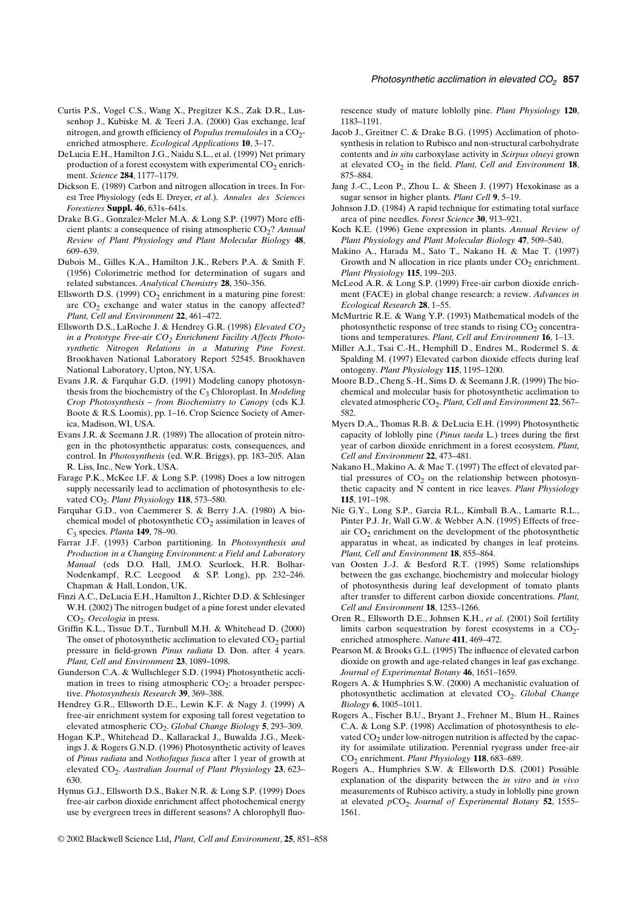Curtis P.S., Vogel C.S., Wang X., Pregitzer K.S., Zak D.R., Lussenhop J., Kubiske M. & Teeri J.A. (2000) Gas exchange, leaf nitrogen, and growth efficiency of *Populus tremuloides* in a $CO_2$-enriched atmosphere. *Ecological Applications* **10**, 3–17.

DeLucia E.H., Hamilton J.G., Naidu S.L., et al. (1999) Net primary production of a forest ecosystem with experimental $CO_2$ enrichment. *Science* **284**, 1177–1179.

Dickson E. (1989) Carbon and nitrogen allocation in trees. In Forest Tree Physiology (eds E. Dreyer, *et al.*). *Annales des Sciences Forestieres* **Suppl. 46**, 631s–641s.

Drake B.G., Gonzalez-Meler M.A. & Long S.P. (1997) More efficient plants: a consequence of rising atmospheric $CO_2$? *Annual Review of Plant Physiology and Plant Molecular Biology* **48**, 609–639.

Dubois M., Gilles K.A., Hamilton J.K., Rebers P.A. & Smith F. (1956) Colorimetric method for determination of sugars and related substances. *Analytical Chemistry* **28**, 350–356.

Ellsworth D.S. (1999) $CO_2$ enrichment in a maturing pine forest: are $CO_2$ exchange and water status in the canopy affected? *Plant, Cell and Environment* **22**, 461–472.

Ellsworth D.S., LaRoche J. & Hendrey G.R. (1998) *Elevated $CO_2$ in a Prototype Free-air $CO_2$ Enrichment Facility Affects Photosynthetic Nitrogen Relations in a Maturing Pine Forest*. Brookhaven National Laboratory Report 52545. Brookhaven National Laboratory, Upton, NY, USA.

Evans J.R. & Farquhar G.D. (1991) Modeling canopy photosynthesis from the biochemistry of the $C_3$ Chloroplast. In *Modeling Crop Photosynthesis – from Biochemistry to Canopy* (eds K.J. Boote & R.S. Loomis), pp. 1–16. Crop Science Society of America, Madison, WI, USA.

Evans J.R. & Seemann J.R. (1989) The allocation of protein nitrogen in the photosynthetic apparatus: costs, consequences, and control. In *Photosynthesis* (ed. W.R. Briggs), pp. 183–205. Alan R. Liss, Inc., New York, USA.

Farage P.K., McKee I.F. & Long S.P. (1998) Does a low nitrogen supply necessarily lead to acclimation of photosynthesis to elevated $CO_2$. *Plant Physiology* **118**, 573–580.

Farquhar G.D., von Caemmerer S. & Berry J.A. (1980) A biochemical model of photosynthetic $CO_2$ assimilation in leaves of $C_3$ species. *Planta* **149**, 78–90.

Farrar J.F. (1993) Carbon partitioning. In *Photosynthesis and Production in a Changing Environment: a Field and Laboratory Manual* (eds D.O. Hall, J.M.O. Scurlock, H.R. Bolhar-Nodenkampf, R.C. Leegood & S.P. Long), pp. 232–246. Chapman & Hall, London, UK.

Finzi A.C., DeLucia E.H., Hamilton J., Richter D.D. & Schlesinger W.H. (2002) The nitrogen budget of a pine forest under elevated $CO_2$. *Oecologia* in press.

Griffin K.L., Tissue D.T., Turnbull M.H. & Whitehead D. (2000) The onset of photosynthetic acclimation to elevated $CO_2$ partial pressure in field-grown *Pinus radiata* D. Don. after 4 years. *Plant, Cell and Environment* **23**, 1089–1098.

Gunderson C.A. & Wullschleger S.D. (1994) Photosynthetic acclimation in trees to rising atmospheric $CO_2$: a broader perspective. *Photosynthesis Research* **39**, 369–388.

Hendrey G.R., Ellsworth D.E., Lewin K.F. & Nagy J. (1999) A free-air enrichment system for exposing tall forest vegetation to elevated atmospheric $CO_2$. *Global Change Biology* **5**, 293–309.

Hogan K.P., Whitehead D., Kallarackal J., Buwalda J.G., Meekings J. & Rogers G.N.D. (1996) Photosynthetic activity of leaves of *Pinus radiata* and *Nothofagus fusca* after 1 year of growth at elevated $CO_2$. *Australian Journal of Plant Physiology* **23**, 623–630.

Hymus G.J., Ellsworth D.S., Baker N.R. & Long S.P. (1999) Does free-air carbon dioxide enrichment affect photochemical energy use by evergreen trees in different seasons? A chlorophyll fluorescence study of mature loblolly pine. *Plant Physiology* **120**, 1183–1191.

Jacob J., Greitner C. & Drake B.G. (1995) Acclimation of photosynthesis in relation to Rubisco and non-structural carbohydrate contents and *in situ* carboxylase activity in *Scirpus olneyi* grown at elevated $CO_2$ in the field. *Plant, Cell and Environment* **18**, 875–884.

Jang J.-C., Leon P., Zhou L. & Sheen J. (1997) Hexokinase as a sugar sensor in higher plants. *Plant Cell* **9**, 5–19.

Johnson J.D. (1984) A rapid technique for estimating total surface area of pine needles. *Forest Science* **30**, 913–921.

Koch K.E. (1996) Gene expression in plants. *Annual Review of Plant Physiology and Plant Molecular Biology* **47**, 509–540.

Makino A., Harada M., Sato T., Nakano H. & Mae T. (1997) Growth and N allocation in rice plants under $CO_2$ enrichment. *Plant Physiology* **115**, 199–203.

McLeod A.R. & Long S.P. (1999) Free-air carbon dioxide enrichment (FACE) in global change research: a review. *Advances in Ecological Research* **28**, 1–55.

McMurtrie R.E. & Wang Y.P. (1993) Mathematical models of the photosynthetic response of tree stands to rising $CO_2$ concentrations and temperatures. *Plant, Cell and Environment* **16**, 1–13.

Miller A.J., Tsai C.-H., Hemphill D., Endres M., Rodermel S. & Spalding M. (1997) Elevated carbon dioxide effects during leaf ontogeny. *Plant Physiology* **115**, 1195–1200.

Moore B.D., Cheng S.-H., Sims D. & Seemann J.R. (1999) The biochemical and molecular basis for photosynthetic acclimation to elevated atmospheric $CO_2$. *Plant, Cell and Environment* **22**, 567–582.

Myers D.A., Thomas R.B. & DeLucia E.H. (1999) Photosynthetic capacity of loblolly pine (*Pinus taeda* L.) trees during the first year of carbon dioxide enrichment in a forest ecosystem. *Plant, Cell and Environment* **22**, 473–481.

Nakano H., Makino A. & Mae T. (1997) The effect of elevated partial pressures of $CO_2$ on the relationship between photosynthetic capacity and N content in rice leaves. *Plant Physiology* **115**, 191–198.

Nie G.Y., Long S.P., Garcia R.L., Kimball B.A., Lamarte R.L., Pinter P.J. Jr, Wall G.W. & Webber A.N. (1995) Effects of free-air $CO_2$ enrichment on the development of the photosynthetic apparatus in wheat, as indicated by changes in leaf proteins. *Plant, Cell and Environment* **18**, 855–864.

van Oosten J.-J. & Besford R.T. (1995) Some relationships between the gas exchange, biochemistry and molecular biology of photosynthesis during leaf development of tomato plants after transfer to different carbon dioxide concentrations. *Plant, Cell and Environment* **18**, 1253–1266.

Oren R., Ellsworth D.E., Johnsen K.H., *et al.* (2001) Soil fertility limits carbon sequestration by forest ecosystems in a $CO_2$-enriched atmosphere. *Nature* **411**, 469–472.

Pearson M. & Brooks G.L. (1995) The influence of elevated carbon dioxide on growth and age-related changes in leaf gas exchange. *Journal of Experimental Botany* **46**, 1651–1659.

Rogers A. & Humphries S.W. (2000) A mechanistic evaluation of photosynthetic acclimation at elevated $CO_2$. *Global Change Biology* **6**, 1005–1011.

Rogers A., Fischer B.U., Bryant J., Frehner M., Blum H., Raines C.A. & Long S.P. (1998) Acclimation of photosynthesis to elevated $CO_2$ under low-nitrogen nutrition is affected by the capacity for assimilate utilization. Perennial ryegrass under free-air $CO_2$ enrichment. *Plant Physiology* **118**, 683–689.

Rogers A., Humphries S.W. & Ellsworth D.S. (2001) Possible explanation of the disparity between the *in vitro* and *in vivo* measurements of Rubisco activity, a study in loblolly pine grown at elevated $pCO_2$. *Journal of Experimental Botany* **52**, 1555–1561.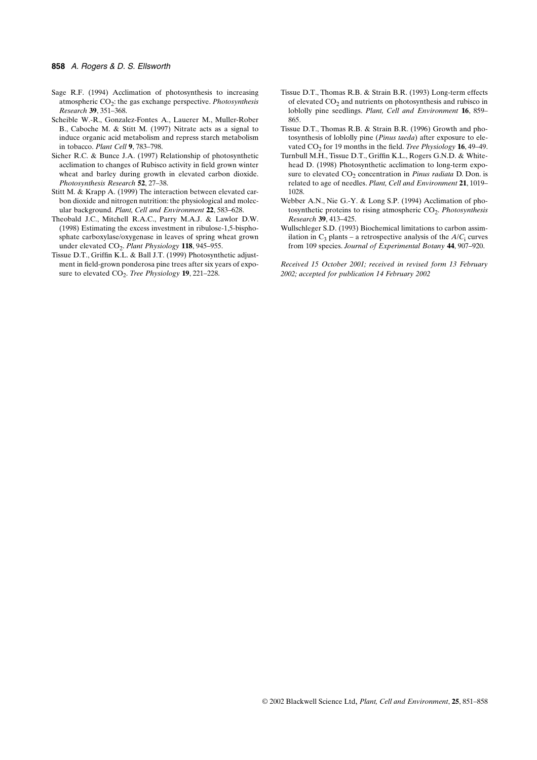Sage R.F. (1994) Acclimation of photosynthesis to increasing atmospheric $CO_2$: the gas exchange perspective. *Photosynthesis Research* **39**, 351–368.

Scheible W.-R., Gonzalez-Fontes A., Lauerer M., Muller-Rober B., Caboche M. & Stitt M. (1997) Nitrate acts as a signal to induce organic acid metabolism and repress starch metabolism in tobacco. *Plant Cell* **9**, 783–798.

Sicher R.C. & Bunce J.A. (1997) Relationship of photosynthetic acclimation to changes of Rubisco activity in field grown winter wheat and barley during growth in elevated carbon dioxide. *Photosynthesis Research* **52**, 27–38.

Stitt M. & Krapp A. (1999) The interaction between elevated carbon dioxide and nitrogen nutrition: the physiological and molecular background. *Plant, Cell and Environment* **22**, 583–628.

Theobald J.C., Mitchell R.A.C., Parry M.A.J. & Lawlor D.W. (1998) Estimating the excess investment in ribulose-1,5-bisphosphate carboxylase/oxygenase in leaves of spring wheat grown under elevated $CO_2$. *Plant Physiology* **118**, 945–955.

Tissue D.T., Griffin K.L. & Ball J.T. (1999) Photosynthetic adjustment in field-grown ponderosa pine trees after six years of exposure to elevated $CO_2$. *Tree Physiology* **19**, 221–228.

Tissue D.T., Thomas R.B. & Strain B.R. (1993) Long-term effects of elevated $CO_2$ and nutrients on photosynthesis and rubisco in loblolly pine seedlings. *Plant, Cell and Environment* **16**, 859–865.

Tissue D.T., Thomas R.B. & Strain B.R. (1996) Growth and photosynthesis of loblolly pine (*Pinus taeda*) after exposure to elevated $CO_2$ for 19 months in the field. *Tree Physiology* **16**, 49–49.

Turnbull M.H., Tissue D.T., Griffin K.L., Rogers G.N.D. & Whitehead D. (1998) Photosynthetic acclimation to long-term exposure to elevated $CO_2$ concentration in *Pinus radiata* D. Don. is related to age of needles. *Plant, Cell and Environment* **21**, 1019–1028.

Webber A.N., Nie G.-Y. & Long S.P. (1994) Acclimation of photosynthetic proteins to rising atmospheric $CO_2$. *Photosynthesis Research* **39**, 413–425.

Wullschleger S.D. (1993) Biochemical limitations to carbon assimilation in $C_3$ plants – a retrospective analysis of the $A/C_i$ curves from 109 species. *Journal of Experimental Botany* **44**, 907–920.

*Received 15 October 2001; received in revised form 13 February 2002; accepted for publication 14 February 2002*